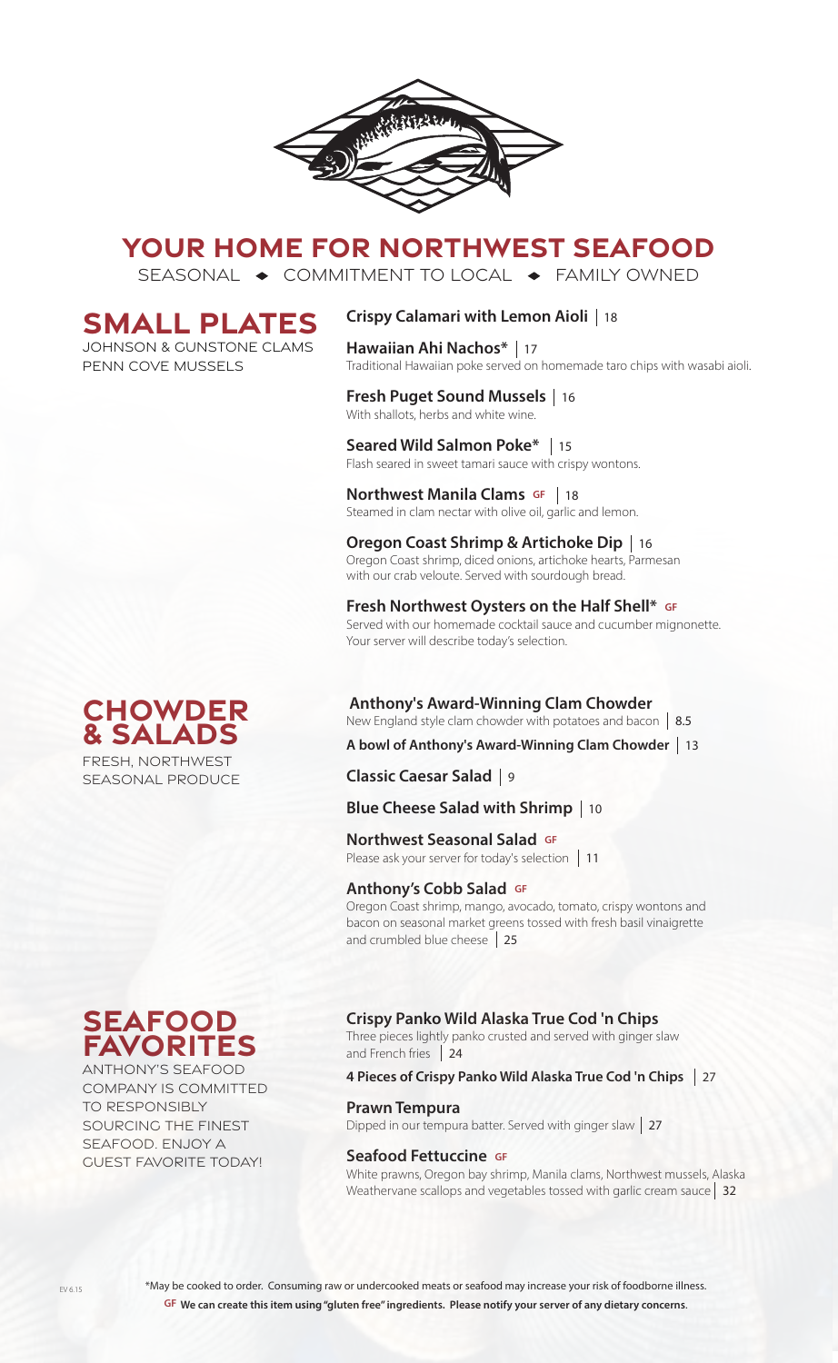# YOUR HOME FOR NORTHWEST SEAFOOD

SEASONAL ◆ COMMITMENT TO LOCAL ◆ FAMILY OWNED

## SMALL PLATES

JOHNSON & GUNSTONE CLAMS
PENN COVE MUSSELS

**Crispy Calamari with Lemon Aioli** | 18

**Hawaiian Ahi Nachos*** | 17
Traditional Hawaiian poke served on homemade taro chips with wasabi aioli.

**Fresh Puget Sound Mussels** | 16
With shallots, herbs and white wine.

**Seared Wild Salmon Poke*** | 15
Flash seared in sweet tamari sauce with crispy wontons.

**Northwest Manila Clams** GF | 18
Steamed in clam nectar with olive oil, garlic and lemon.

**Oregon Coast Shrimp & Artichoke Dip** | 16
Oregon Coast shrimp, diced onions, artichoke hearts, Parmesan with our crab veloute. Served with sourdough bread.

**Fresh Northwest Oysters on the Half Shell*** GF
Served with our homemade cocktail sauce and cucumber mignonette. Your server will describe today's selection.

## CHOWDER & SALADS

FRESH, NORTHWEST SEASONAL PRODUCE

**Anthony's Award-Winning Clam Chowder**
New England style clam chowder with potatoes and bacon | 8.5

**A bowl of Anthony's Award-Winning Clam Chowder** | 13

**Classic Caesar Salad** | 9

**Blue Cheese Salad with Shrimp** | 10

**Northwest Seasonal Salad** GF
Please ask your server for today's selection | 11

**Anthony's Cobb Salad** GF
Oregon Coast shrimp, mango, avocado, tomato, crispy wontons and bacon on seasonal market greens tossed with fresh basil vinaigrette and crumbled blue cheese | 25

## SEAFOOD FAVORITES

ANTHONY'S SEAFOOD COMPANY IS COMMITTED TO RESPONSIBLY SOURCING THE FINEST SEAFOOD. ENJOY A GUEST FAVORITE TODAY!

**Crispy Panko Wild Alaska True Cod 'n Chips**
Three pieces lightly panko crusted and served with ginger slaw and French fries | 24

**4 Pieces of Crispy Panko Wild Alaska True Cod 'n Chips** | 27

**Prawn Tempura**
Dipped in our tempura batter. Served with ginger slaw | 27

**Seafood Fettuccine** GF
White prawns, Oregon bay shrimp, Manila clams, Northwest mussels, Alaska Weathervane scallops and vegetables tossed with garlic cream sauce | 32

*May be cooked to order. Consuming raw or undercooked meats or seafood may increase your risk of foodborne illness.

**GF We can create this item using "gluten free" ingredients. Please notify your server of any dietary concerns.**

EV 6.15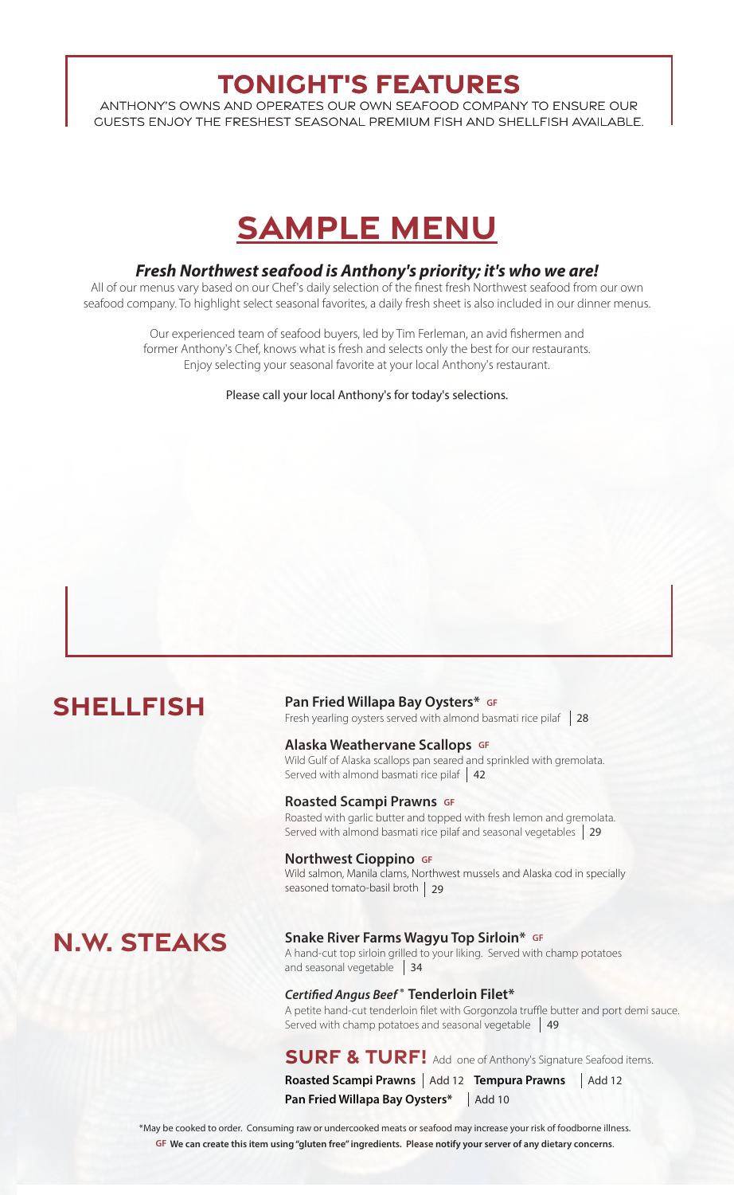# TONIGHT'S FEATURES

ANTHONY'S OWNS AND OPERATES OUR OWN SEAFOOD COMPANY TO ENSURE OUR GUESTS ENJOY THE FRESHEST SEASONAL PREMIUM FISH AND SHELLFISH AVAILABLE.

# SAMPLE MENU

***Fresh Northwest seafood is Anthony's priority; it's who we are!***

All of our menus vary based on our Chef's daily selection of the finest fresh Northwest seafood from our own seafood company. To highlight select seasonal favorites, a daily fresh sheet is also included in our dinner menus.

Our experienced team of seafood buyers, led by Tim Ferleman, an avid fishermen and former Anthony's Chef, knows what is fresh and selects only the best for our restaurants. Enjoy selecting your seasonal favorite at your local Anthony's restaurant.

Please call your local Anthony's for today's selections.

## SHELLFISH

**Pan Fried Willapa Bay Oysters*** **GF**
Fresh yearling oysters served with almond basmati rice pilaf | 28

**Alaska Weathervane Scallops** **GF**
Wild Gulf of Alaska scallops pan seared and sprinkled with gremolata. Served with almond basmati rice pilaf | 42

**Roasted Scampi Prawns** **GF**
Roasted with garlic butter and topped with fresh lemon and gremolata. Served with almond basmati rice pilaf and seasonal vegetables | 29

**Northwest Cioppino** **GF**
Wild salmon, Manila clams, Northwest mussels and Alaska cod in specially seasoned tomato-basil broth | 29

## N.W. STEAKS

**Snake River Farms Wagyu Top Sirloin*** **GF**
A hand-cut top sirloin grilled to your liking. Served with champ potatoes and seasonal vegetable | 34

***Certified Angus Beef*® Tenderloin Filet***
A petite hand-cut tenderloin filet with Gorgonzola truffle butter and port demi sauce. Served with champ potatoes and seasonal vegetable | 49

## SURF & TURF!

Add one of Anthony's Signature Seafood items.

**Roasted Scampi Prawns** | Add 12 **Tempura Prawns** | Add 12
**Pan Fried Willapa Bay Oysters*** | Add 10

*May be cooked to order. Consuming raw or undercooked meats or seafood may increase your risk of foodborne illness.
**GF We can create this item using "gluten free" ingredients. Please notify your server of any dietary concerns.**